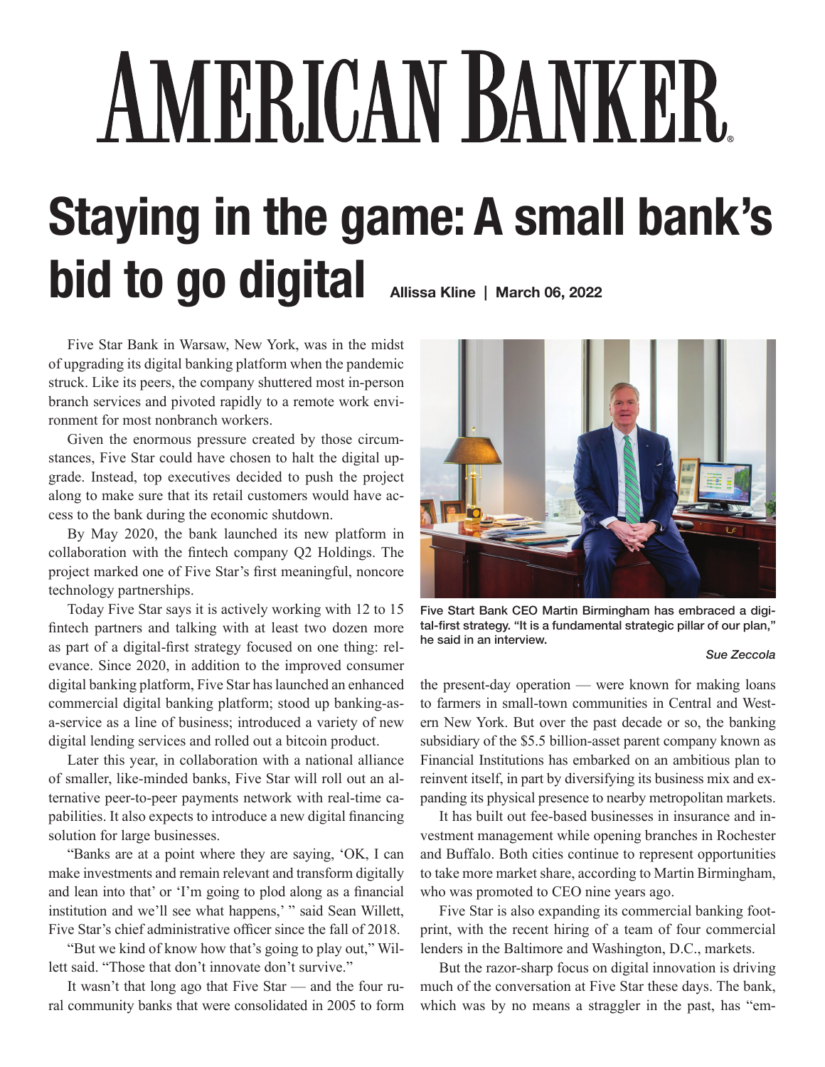# AMERICAN BANKER

# Staying in the game: A small bank's bid to go digital

**Allissa Kline | March 06, 2022**

Five Star Bank in Warsaw, New York, was in the midst of upgrading its digital banking platform when the pandemic struck. Like its peers, the company shuttered most in-person branch services and pivoted rapidly to a remote work environment for most nonbranch workers.

Given the enormous pressure created by those circumstances, Five Star could have chosen to halt the digital upgrade. Instead, top executives decided to push the project along to make sure that its retail customers would have access to the bank during the economic shutdown.

By May 2020, the bank launched its new platform in collaboration with the fintech company Q2 Holdings. The project marked one of Five Star's first meaningful, noncore technology partnerships.

Today Five Star says it is actively working with 12 to 15 fintech partners and talking with at least two dozen more as part of a digital-first strategy focused on one thing: relevance. Since 2020, in addition to the improved consumer digital banking platform, Five Star has launched an enhanced commercial digital banking platform; stood up banking-as-a-service as a line of business; introduced a variety of new digital lending services and rolled out a bitcoin product.

Later this year, in collaboration with a national alliance of smaller, like-minded banks, Five Star will roll out an alternative peer-to-peer payments network with real-time capabilities. It also expects to introduce a new digital financing solution for large businesses.

"Banks are at a point where they are saying, 'OK, I can make investments and remain relevant and transform digitally and lean into that' or 'I'm going to plod along as a financial institution and we'll see what happens,' " said Sean Willett, Five Star's chief administrative officer since the fall of 2018.

"But we kind of know how that's going to play out," Willett said. "Those that don't innovate don't survive."

It wasn't that long ago that Five Star — and the four rural community banks that were consolidated in 2005 to form the present-day operation — were known for making loans to farmers in small-town communities in Central and Western New York. But over the past decade or so, the banking subsidiary of the $5.5 billion-asset parent company known as Financial Institutions has embarked on an ambitious plan to reinvent itself, in part by diversifying its business mix and expanding its physical presence to nearby metropolitan markets.

Five Start Bank CEO Martin Birmingham has embraced a digital-first strategy. "It is a fundamental strategic pillar of our plan," he said in an interview.

*Sue Zeccola*

It has built out fee-based businesses in insurance and investment management while opening branches in Rochester and Buffalo. Both cities continue to represent opportunities to take more market share, according to Martin Birmingham, who was promoted to CEO nine years ago.

Five Star is also expanding its commercial banking footprint, with the recent hiring of a team of four commercial lenders in the Baltimore and Washington, D.C., markets.

But the razor-sharp focus on digital innovation is driving much of the conversation at Five Star these days. The bank, which was by no means a straggler in the past, has "em-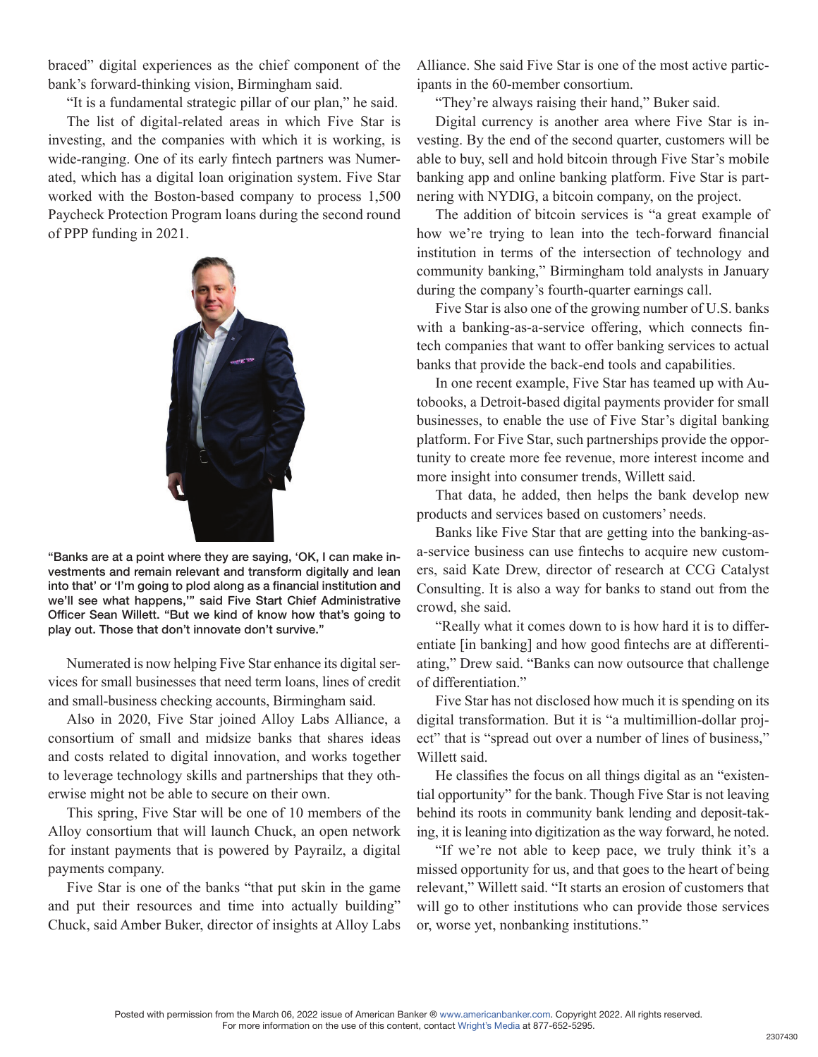braced" digital experiences as the chief component of the bank's forward-thinking vision, Birmingham said.

"It is a fundamental strategic pillar of our plan," he said.

The list of digital-related areas in which Five Star is investing, and the companies with which it is working, is wide-ranging. One of its early fintech partners was Numerated, which has a digital loan origination system. Five Star worked with the Boston-based company to process 1,500 Paycheck Protection Program loans during the second round of PPP funding in 2021.

**"Banks are at a point where they are saying, 'OK, I can make investments and remain relevant and transform digitally and lean into that' or 'I'm going to plod along as a financial institution and we'll see what happens,'" said Five Start Chief Administrative Officer Sean Willett. "But we kind of know how that's going to play out. Those that don't innovate don't survive."**

Numerated is now helping Five Star enhance its digital services for small businesses that need term loans, lines of credit and small-business checking accounts, Birmingham said.

Also in 2020, Five Star joined Alloy Labs Alliance, a consortium of small and midsize banks that shares ideas and costs related to digital innovation, and works together to leverage technology skills and partnerships that they otherwise might not be able to secure on their own.

This spring, Five Star will be one of 10 members of the Alloy consortium that will launch Chuck, an open network for instant payments that is powered by Payrailz, a digital payments company.

Five Star is one of the banks "that put skin in the game and put their resources and time into actually building" Chuck, said Amber Buker, director of insights at Alloy Labs Alliance. She said Five Star is one of the most active participants in the 60-member consortium.

"They're always raising their hand," Buker said.

Digital currency is another area where Five Star is investing. By the end of the second quarter, customers will be able to buy, sell and hold bitcoin through Five Star's mobile banking app and online banking platform. Five Star is partnering with NYDIG, a bitcoin company, on the project.

The addition of bitcoin services is "a great example of how we're trying to lean into the tech-forward financial institution in terms of the intersection of technology and community banking," Birmingham told analysts in January during the company's fourth-quarter earnings call.

Five Star is also one of the growing number of U.S. banks with a banking-as-a-service offering, which connects fintech companies that want to offer banking services to actual banks that provide the back-end tools and capabilities.

In one recent example, Five Star has teamed up with Autobooks, a Detroit-based digital payments provider for small businesses, to enable the use of Five Star's digital banking platform. For Five Star, such partnerships provide the opportunity to create more fee revenue, more interest income and more insight into consumer trends, Willett said.

That data, he added, then helps the bank develop new products and services based on customers' needs.

Banks like Five Star that are getting into the banking-as-a-service business can use fintechs to acquire new customers, said Kate Drew, director of research at CCG Catalyst Consulting. It is also a way for banks to stand out from the crowd, she said.

"Really what it comes down to is how hard it is to differentiate [in banking] and how good fintechs are at differentiating," Drew said. "Banks can now outsource that challenge of differentiation."

Five Star has not disclosed how much it is spending on its digital transformation. But it is "a multimillion-dollar project" that is "spread out over a number of lines of business," Willett said.

He classifies the focus on all things digital as an "existential opportunity" for the bank. Though Five Star is not leaving behind its roots in community bank lending and deposit-taking, it is leaning into digitization as the way forward, he noted.

"If we're not able to keep pace, we truly think it's a missed opportunity for us, and that goes to the heart of being relevant," Willett said. "It starts an erosion of customers that will go to other institutions who can provide those services or, worse yet, nonbanking institutions."

Posted with permission from the March 06, 2022 issue of American Banker ® www.americanbanker.com. Copyright 2022. All rights reserved.
For more information on the use of this content, contact Wright's Media at 877-652-5295.

2307430